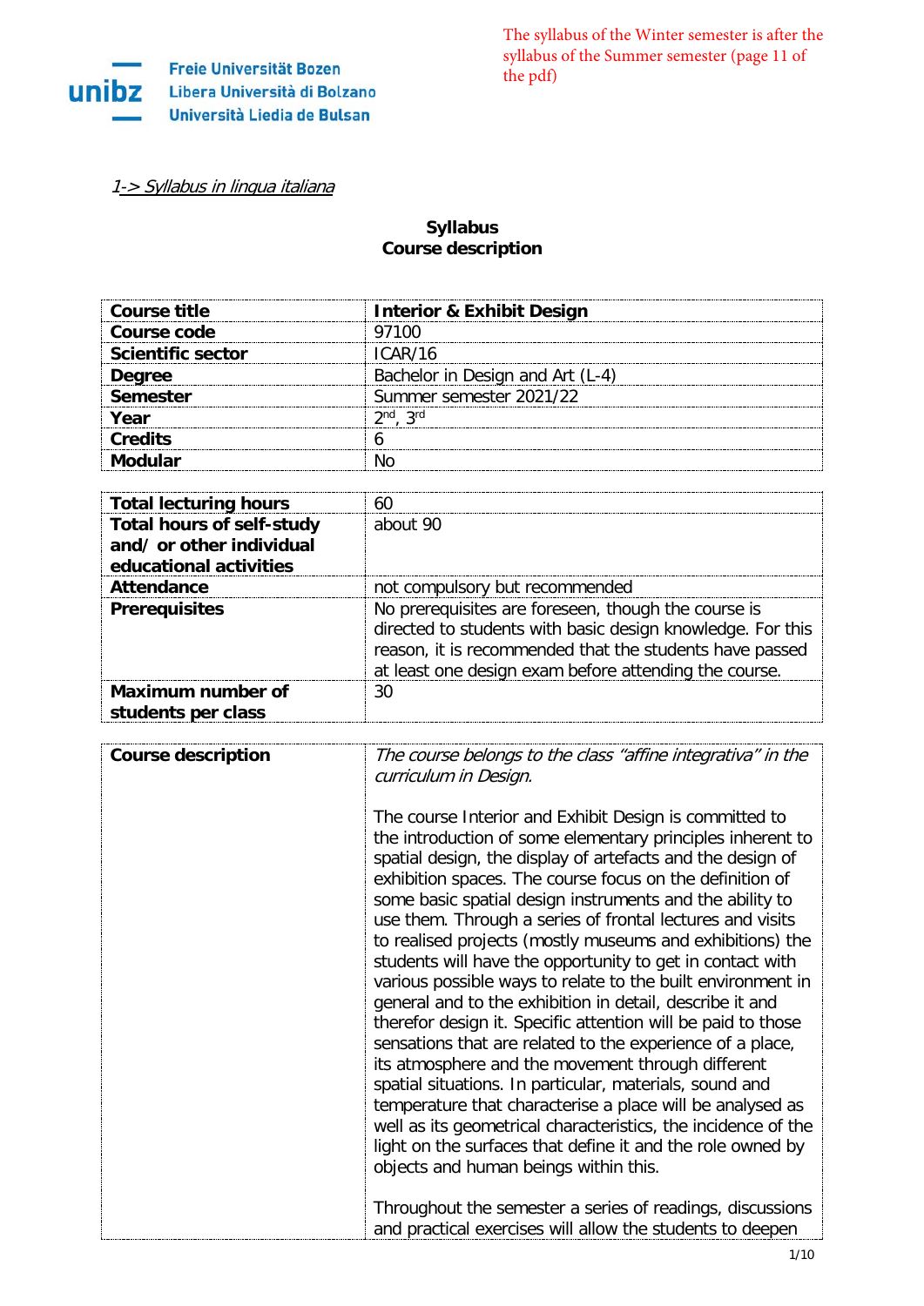The syllabus of the Winter semester is after the syllabus of the Summer semester (page 11 of the pdf)

Freie Universität Bozen
Libera Università di Bolzano
Università Liedia de Bulsan

1-> Syllabus in lingua italiana

**Syllabus**
**Course description**

| **Course title** | **Interior & Exhibit Design** |
|---|---|
| **Course code** | 97100 |
| **Scientific sector** | ICAR/16 |
| **Degree** | Bachelor in Design and Art (L-4) |
| **Semester** | Summer semester 2021/22 |
| **Year** | 2nd, 3rd |
| **Credits** | 6 |
| **Modular** | No |

| **Total lecturing hours** | 60 |
|---|---|
| **Total hours of self-study and/ or other individual educational activities** | about 90 |
| **Attendance** | not compulsory but recommended |
| **Prerequisites** | No prerequisites are foreseen, though the course is directed to students with basic design knowledge. For this reason, it is recommended that the students have passed at least one design exam before attending the course. |
| **Maximum number of students per class** | 30 |

| **Course description** | *The course belongs to the class "affine integrativa" in the curriculum in Design.* <br><br> The course Interior and Exhibit Design is committed to the introduction of some elementary principles inherent to spatial design, the display of artefacts and the design of exhibition spaces. The course focus on the definition of some basic spatial design instruments and the ability to use them. Through a series of frontal lectures and visits to realised projects (mostly museums and exhibitions) the students will have the opportunity to get in contact with various possible ways to relate to the built environment in general and to the exhibition in detail, describe it and therefor design it. Specific attention will be paid to those sensations that are related to the experience of a place, its atmosphere and the movement through different spatial situations. In particular, materials, sound and temperature that characterise a place will be analysed as well as its geometrical characteristics, the incidence of the light on the surfaces that define it and the role owned by objects and human beings within this. <br><br> Throughout the semester a series of readings, discussions and practical exercises will allow the students to deepen |
|---|---|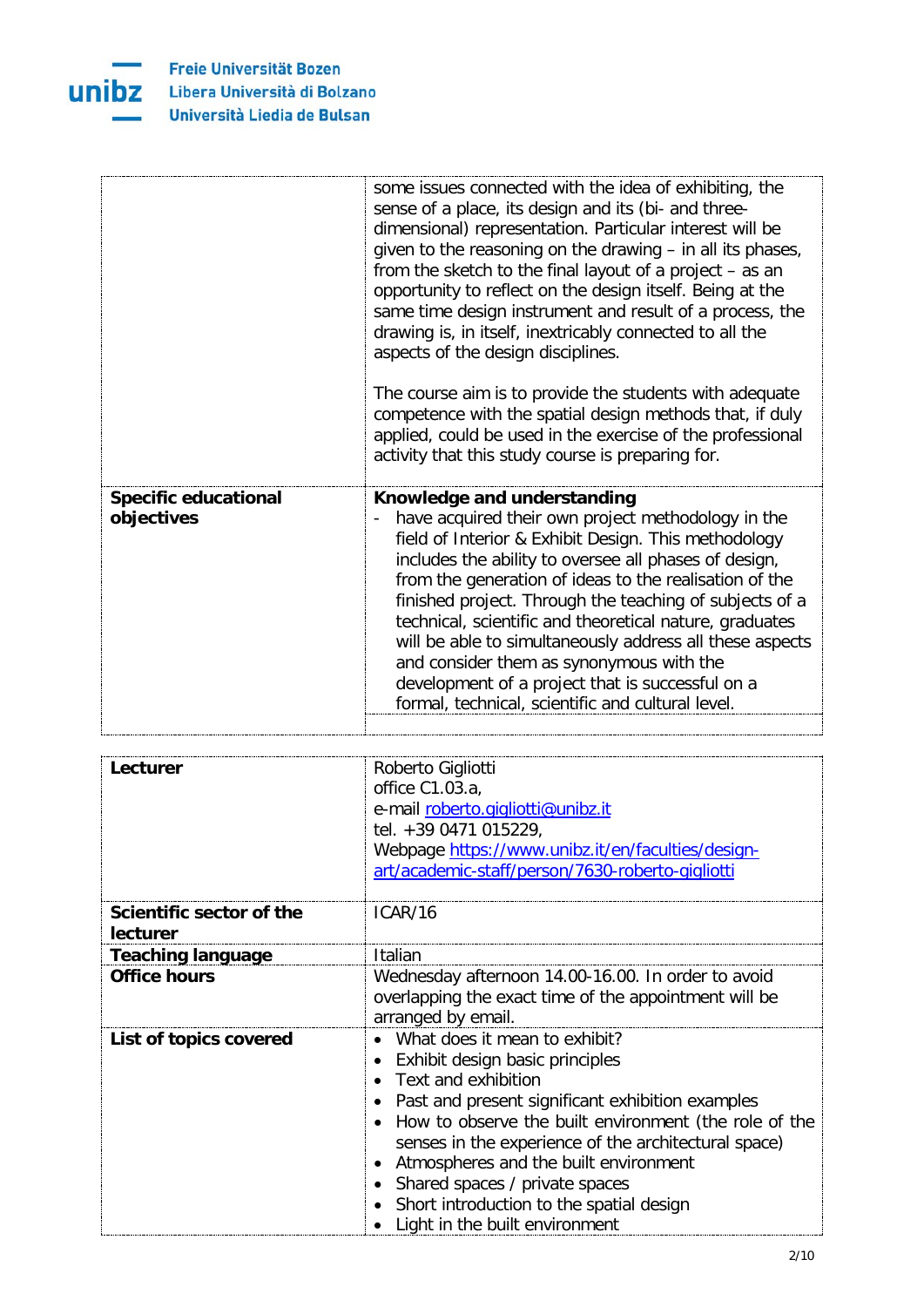| | |
|---|---|
| | some issues connected with the idea of exhibiting, the sense of a place, its design and its (bi- and three-dimensional) representation. Particular interest will be given to the reasoning on the drawing – in all its phases, from the sketch to the final layout of a project – as an opportunity to reflect on the design itself. Being at the same time design instrument and result of a process, the drawing is, in itself, inextricably connected to all the aspects of the design disciplines.<br><br>The course aim is to provide the students with adequate competence with the spatial design methods that, if duly applied, could be used in the exercise of the professional activity that this study course is preparing for. |
| **Specific educational objectives** | **Knowledge and understanding**<br>- have acquired their own project methodology in the field of Interior & Exhibit Design. This methodology includes the ability to oversee all phases of design, from the generation of ideas to the realisation of the finished project. Through the teaching of subjects of a technical, scientific and theoretical nature, graduates will be able to simultaneously address all these aspects and consider them as synonymous with the development of a project that is successful on a formal, technical, scientific and cultural level. |

| | |
|---|---|
| **Lecturer** | Roberto Gigliotti<br>office C1.03.a,<br>e-mail roberto.gigliotti@unibz.it<br>tel. +39 0471 015229,<br>Webpage https://www.unibz.it/en/faculties/design-art/academic-staff/person/7630-roberto-gigliotti |
| **Scientific sector of the lecturer** | ICAR/16 |
| **Teaching language** | Italian |
| **Office hours** | Wednesday afternoon 14.00-16.00. In order to avoid overlapping the exact time of the appointment will be arranged by email. |
| **List of topics covered** | • What does it mean to exhibit?<br>• Exhibit design basic principles<br>• Text and exhibition<br>• Past and present significant exhibition examples<br>• How to observe the built environment (the role of the senses in the experience of the architectural space)<br>• Atmospheres and the built environment<br>• Shared spaces / private spaces<br>• Short introduction to the spatial design<br>• Light in the built environment |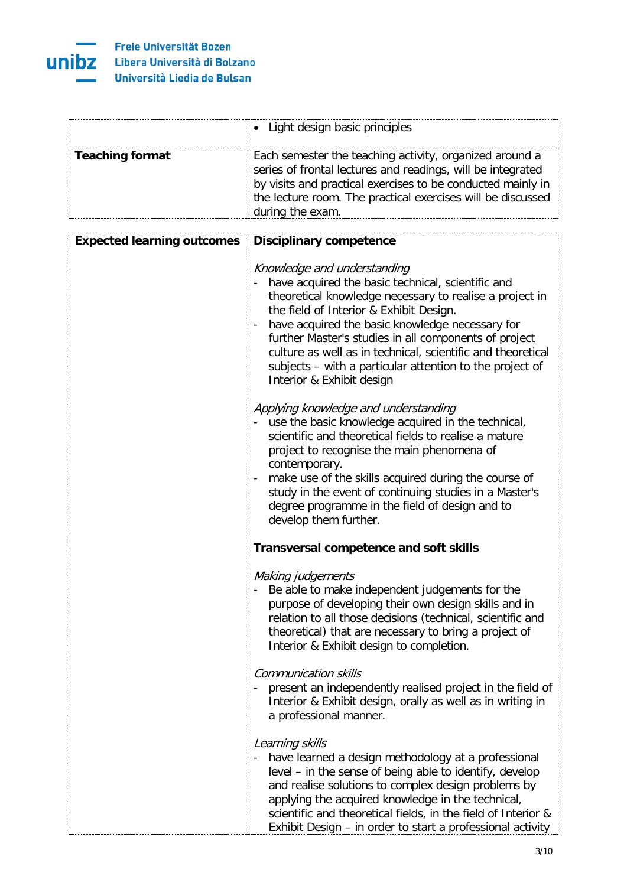| | |
|---|---|
| | • Light design basic principles |
| **Teaching format** | Each semester the teaching activity, organized around a series of frontal lectures and readings, will be integrated by visits and practical exercises to be conducted mainly in the lecture room. The practical exercises will be discussed during the exam. |

| | |
|---|---|
| **Expected learning outcomes** | **Disciplinary competence**<br><br>*Knowledge and understanding*<br>- have acquired the basic technical, scientific and theoretical knowledge necessary to realise a project in the field of Interior & Exhibit Design.<br>- have acquired the basic knowledge necessary for further Master's studies in all components of project culture as well as in technical, scientific and theoretical subjects – with a particular attention to the project of Interior & Exhibit design<br><br>*Applying knowledge and understanding*<br>- use the basic knowledge acquired in the technical, scientific and theoretical fields to realise a mature project to recognise the main phenomena of contemporary.<br>- make use of the skills acquired during the course of study in the event of continuing studies in a Master's degree programme in the field of design and to develop them further.<br><br>**Transversal competence and soft skills**<br><br>*Making judgements*<br>- Be able to make independent judgements for the purpose of developing their own design skills and in relation to all those decisions (technical, scientific and theoretical) that are necessary to bring a project of Interior & Exhibit design to completion.<br><br>*Communication skills*<br>- present an independently realised project in the field of Interior & Exhibit design, orally as well as in writing in a professional manner.<br><br>*Learning skills*<br>- have learned a design methodology at a professional level – in the sense of being able to identify, develop and realise solutions to complex design problems by applying the acquired knowledge in the technical, scientific and theoretical fields, in the field of Interior & Exhibit Design – in order to start a professional activity |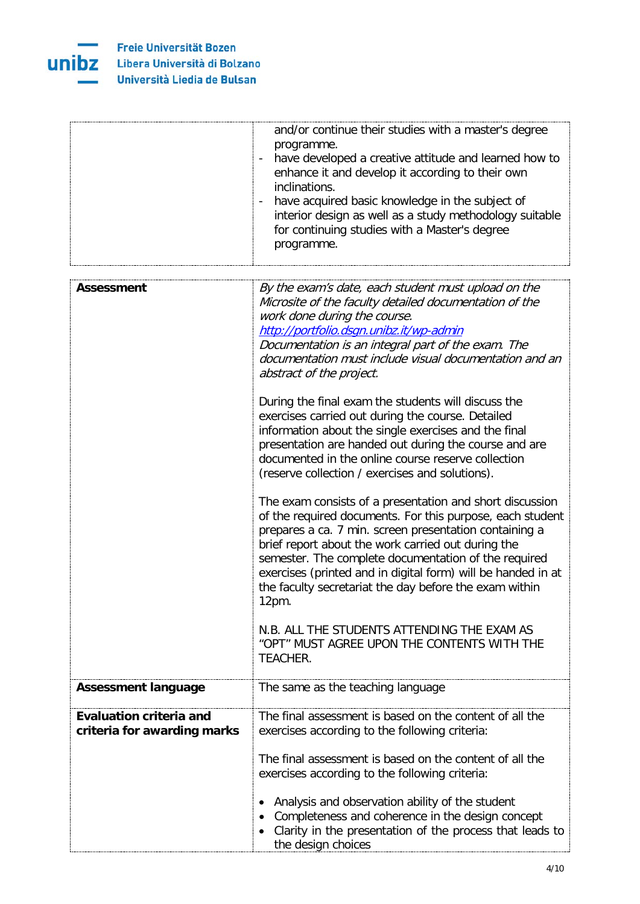| | |
|---|---|
| | and/or continue their studies with a master's degree programme.<br>- have developed a creative attitude and learned how to enhance it and develop it according to their own inclinations.<br>- have acquired basic knowledge in the subject of interior design as well as a study methodology suitable for continuing studies with a Master's degree programme. |

| | |
|---|---|
| **Assessment** | *By the exam's date, each student must upload on the Microsite of the faculty detailed documentation of the work done during the course.*<br>*http://portfolio.dsgn.unibz.it/wp-admin*<br>*Documentation is an integral part of the exam. The documentation must include visual documentation and an abstract of the project.*<br><br>During the final exam the students will discuss the exercises carried out during the course. Detailed information about the single exercises and the final presentation are handed out during the course and are documented in the online course reserve collection (reserve collection / exercises and solutions).<br><br>The exam consists of a presentation and short discussion of the required documents. For this purpose, each student prepares a ca. 7 min. screen presentation containing a brief report about the work carried out during the semester. The complete documentation of the required exercises (printed and in digital form) will be handed in at the faculty secretariat the day before the exam within 12pm.<br><br>N.B. ALL THE STUDENTS ATTENDING THE EXAM AS "OPT" MUST AGREE UPON THE CONTENTS WITH THE TEACHER. |
| **Assessment language** | The same as the teaching language |
| **Evaluation criteria and criteria for awarding marks** | The final assessment is based on the content of all the exercises according to the following criteria:<br><br>The final assessment is based on the content of all the exercises according to the following criteria:<br><br>• Analysis and observation ability of the student<br>• Completeness and coherence in the design concept<br>• Clarity in the presentation of the process that leads to the design choices |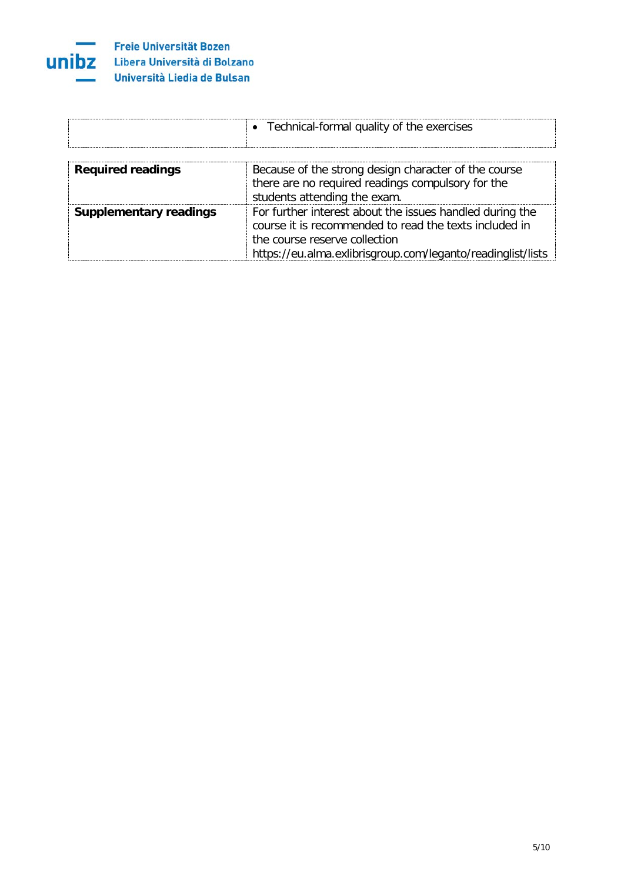| | |
|---|---|
| | • Technical-formal quality of the exercises |

| | |
|---|---|
| **Required readings** | Because of the strong design character of the course there are no required readings compulsory for the students attending the exam. |
| **Supplementary readings** | For further interest about the issues handled during the course it is recommended to read the texts included in the course reserve collection https://eu.alma.exlibrisgroup.com/leganto/readinglist/lists |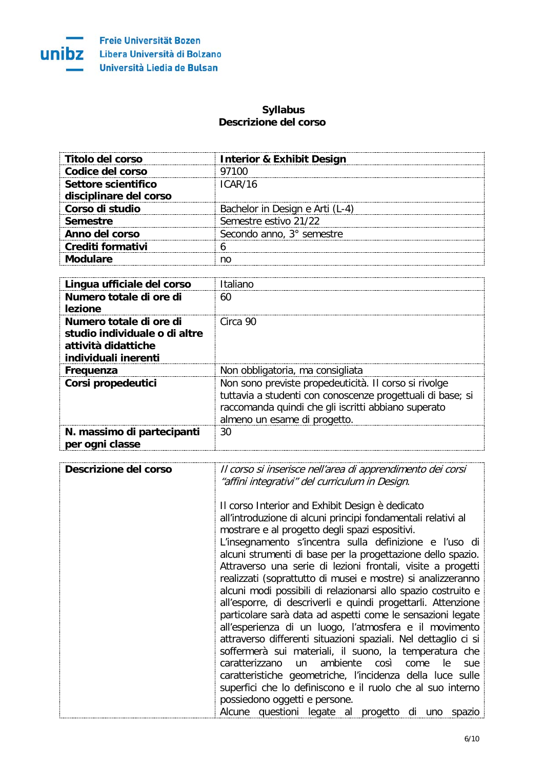Freie Universität Bozen
Libera Università di Bolzano
Università Liedia de Bulsan

**Syllabus**
**Descrizione del corso**

| **Titolo del corso** | **Interior & Exhibit Design** |
|---|---|
| **Codice del corso** | 97100 |
| **Settore scientifico disciplinare del corso** | ICAR/16 |
| **Corso di studio** | Bachelor in Design e Arti (L-4) |
| **Semestre** | Semestre estivo 21/22 |
| **Anno del corso** | Secondo anno, 3° semestre |
| **Crediti formativi** | 6 |
| **Modulare** | no |

| **Lingua ufficiale del corso** | Italiano |
|---|---|
| **Numero totale di ore di lezione** | 60 |
| **Numero totale di ore di studio individuale o di altre attività didattiche individuali inerenti** | Circa 90 |
| **Frequenza** | Non obbligatoria, ma consigliata |
| **Corsi propedeutici** | Non sono previste propedeuticità. Il corso si rivolge tuttavia a studenti con conoscenze progettuali di base; si raccomanda quindi che gli iscritti abbiano superato almeno un esame di progetto. |
| **N. massimo di partecipanti per ogni classe** | 30 |

| **Descrizione del corso** | *Il corso si inserisce nell'area di apprendimento dei corsi "affini integrativi" del curriculum in Design.*<br><br>Il corso Interior and Exhibit Design è dedicato all'introduzione di alcuni principi fondamentali relativi al mostrare e al progetto degli spazi espositivi.<br>L'insegnamento s'incentra sulla definizione e l'uso di alcuni strumenti di base per la progettazione dello spazio. Attraverso una serie di lezioni frontali, visite a progetti realizzati (soprattutto di musei e mostre) si analizzeranno alcuni modi possibili di relazionarsi allo spazio costruito e all'esporre, di descriverli e quindi progettarli. Attenzione particolare sarà data ad aspetti come le sensazioni legate all'esperienza di un luogo, l'atmosfera e il movimento attraverso differenti situazioni spaziali. Nel dettaglio ci si soffermerà sui materiali, il suono, la temperatura che caratterizzano un ambiente così come le sue caratteristiche geometriche, l'incidenza della luce sulle superfici che lo definiscono e il ruolo che al suo interno possiedono oggetti e persone.<br>Alcune questioni legate al progetto di uno spazio |
|---|---|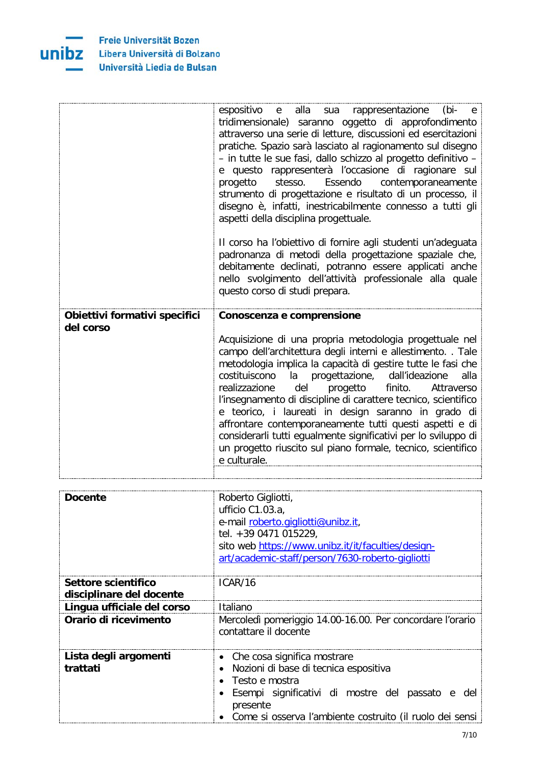| | |
|---|---|
| | espositivo e alla sua rappresentazione (bi- e tridimensionale) saranno oggetto di approfondimento attraverso una serie di letture, discussioni ed esercitazioni pratiche. Spazio sarà lasciato al ragionamento sul disegno – in tutte le sue fasi, dallo schizzo al progetto definitivo – e questo rappresenterà l'occasione di ragionare sul progetto stesso. Essendo contemporaneamente strumento di progettazione e risultato di un processo, il disegno è, infatti, inestricabilmente connesso a tutti gli aspetti della disciplina progettuale.<br><br>Il corso ha l'obiettivo di fornire agli studenti un'adeguata padronanza di metodi della progettazione spaziale che, debitamente declinati, potranno essere applicati anche nello svolgimento dell'attività professionale alla quale questo corso di studi prepara. |
| **Obiettivi formativi specifici del corso** | **Conoscenza e comprensione**<br><br>Acquisizione di una propria metodologia progettuale nel campo dell'architettura degli interni e allestimento. . Tale metodologia implica la capacità di gestire tutte le fasi che costituiscono la progettazione, dall'ideazione alla realizzazione del progetto finito. Attraverso l'insegnamento di discipline di carattere tecnico, scientifico e teorico, i laureati in design saranno in grado di affrontare contemporaneamente tutti questi aspetti e di considerarli tutti egualmente significativi per lo sviluppo di un progetto riuscito sul piano formale, tecnico, scientifico e culturale. |
| | |

| | |
|---|---|
| **Docente** | Roberto Gigliotti,<br>ufficio C1.03.a,<br>e-mail roberto.gigliotti@unibz.it,<br>tel. +39 0471 015229,<br>sito web https://www.unibz.it/it/faculties/design-art/academic-staff/person/7630-roberto-gigliotti |
| **Settore scientifico disciplinare del docente** | ICAR/16 |
| **Lingua ufficiale del corso** | Italiano |
| **Orario di ricevimento** | Mercoledì pomeriggio 14.00-16.00. Per concordare l'orario contattare il docente |
| **Lista degli argomenti trattati** | • Che cosa significa mostrare<br>• Nozioni di base di tecnica espositiva<br>• Testo e mostra<br>• Esempi significativi di mostre del passato e del presente<br>• Come si osserva l'ambiente costruito (il ruolo dei sensi |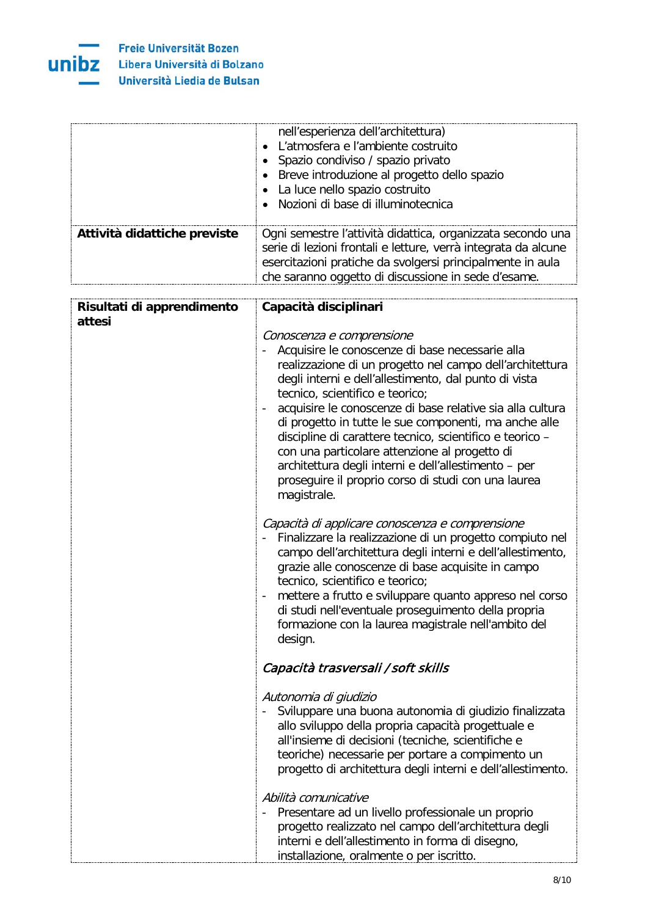| | |
|---|---|
| | nell'esperienza dell'architettura)<br>• L'atmosfera e l'ambiente costruito<br>• Spazio condiviso / spazio privato<br>• Breve introduzione al progetto dello spazio<br>• La luce nello spazio costruito<br>• Nozioni di base di illuminotecnica |
| **Attività didattiche previste** | Ogni semestre l'attività didattica, organizzata secondo una serie di lezioni frontali e letture, verrà integrata da alcune esercitazioni pratiche da svolgersi principalmente in aula che saranno oggetto di discussione in sede d'esame. |

| | |
|---|---|
| **Risultati di apprendimento attesi** | **Capacità disciplinari**<br><br>*Conoscenza e comprensione*<br>- Acquisire le conoscenze di base necessarie alla realizzazione di un progetto nel campo dell'architettura degli interni e dell'allestimento, dal punto di vista tecnico, scientifico e teorico;<br>- acquisire le conoscenze di base relative sia alla cultura di progetto in tutte le sue componenti, ma anche alle discipline di carattere tecnico, scientifico e teorico – con una particolare attenzione al progetto di architettura degli interni e dell'allestimento – per proseguire il proprio corso di studi con una laurea magistrale.<br><br>*Capacità di applicare conoscenza e comprensione*<br>- Finalizzare la realizzazione di un progetto compiuto nel campo dell'architettura degli interni e dell'allestimento, grazie alle conoscenze di base acquisite in campo tecnico, scientifico e teorico;<br>- mettere a frutto e sviluppare quanto appreso nel corso di studi nell'eventuale proseguimento della propria formazione con la laurea magistrale nell'ambito del design.<br><br>***Capacità trasversali / soft skills***<br><br>*Autonomia di giudizio*<br>- Sviluppare una buona autonomia di giudizio finalizzata allo sviluppo della propria capacità progettuale e all'insieme di decisioni (tecniche, scientifiche e teoriche) necessarie per portare a compimento un progetto di architettura degli interni e dell'allestimento.<br><br>*Abilità comunicative*<br>- Presentare ad un livello professionale un proprio progetto realizzato nel campo dell'architettura degli interni e dell'allestimento in forma di disegno, installazione, oralmente o per iscritto. |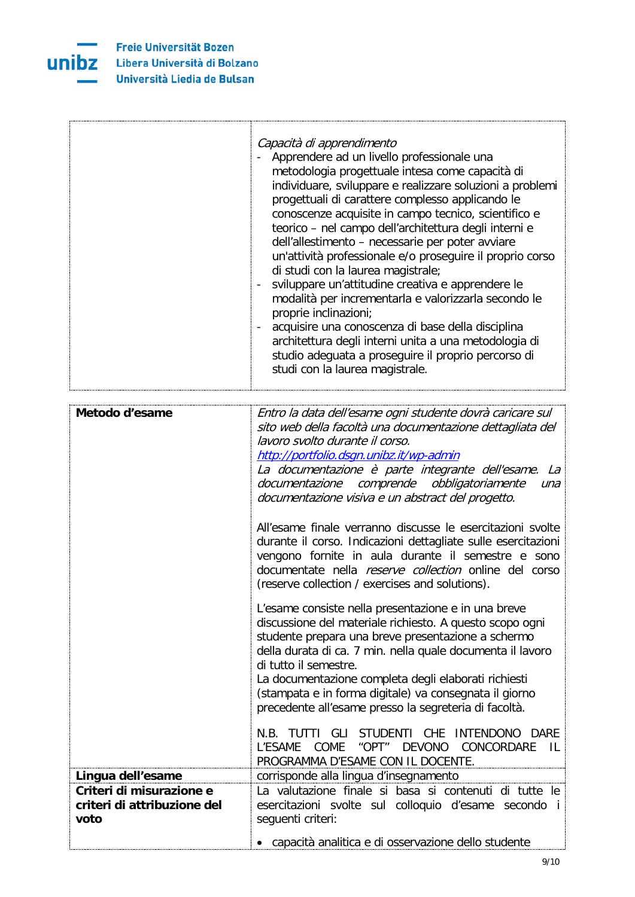| | |
|---|---|
| | *Capacità di apprendimento*<br>- Apprendere ad un livello professionale una metodologia progettuale intesa come capacità di individuare, sviluppare e realizzare soluzioni a problemi progettuali di carattere complesso applicando le conoscenze acquisite in campo tecnico, scientifico e teorico – nel campo dell'architettura degli interni e dell'allestimento – necessarie per poter avviare un'attività professionale e/o proseguire il proprio corso di studi con la laurea magistrale;<br>- sviluppare un'attitudine creativa e apprendere le modalità per incrementarla e valorizzarla secondo le proprie inclinazioni;<br>- acquisire una conoscenza di base della disciplina architettura degli interni unita a una metodologia di studio adeguata a proseguire il proprio percorso di studi con la laurea magistrale. |

| | |
|---|---|
| **Metodo d'esame** | *Entro la data dell'esame ogni studente dovrà caricare sul sito web della facoltà una documentazione dettagliata del lavoro svolto durante il corso.*<br>*http://portfolio.dsgn.unibz.it/wp-admin*<br>*La documentazione è parte integrante dell'esame. La documentazione comprende obbligatoriamente una documentazione visiva e un abstract del progetto.*<br><br>All'esame finale verranno discusse le esercitazioni svolte durante il corso. Indicazioni dettagliate sulle esercitazioni vengono fornite in aula durante il semestre e sono documentate nella *reserve collection* online del corso (reserve collection / exercises and solutions).<br><br>L'esame consiste nella presentazione e in una breve discussione del materiale richiesto. A questo scopo ogni studente prepara una breve presentazione a schermo della durata di ca. 7 min. nella quale documenta il lavoro di tutto il semestre.<br>La documentazione completa degli elaborati richiesti (stampata e in forma digitale) va consegnata il giorno precedente all'esame presso la segreteria di facoltà.<br><br>N.B. TUTTI GLI STUDENTI CHE INTENDONO DARE L'ESAME COME "OPT" DEVONO CONCORDARE IL PROGRAMMA D'ESAME CON IL DOCENTE. |
| **Lingua dell'esame** | corrisponde alla lingua d'insegnamento |
| **Criteri di misurazione e criteri di attribuzione del voto** | La valutazione finale si basa si contenuti di tutte le esercitazioni svolte sul colloquio d'esame secondo i seguenti criteri:<br><br>• capacità analitica e di osservazione dello studente |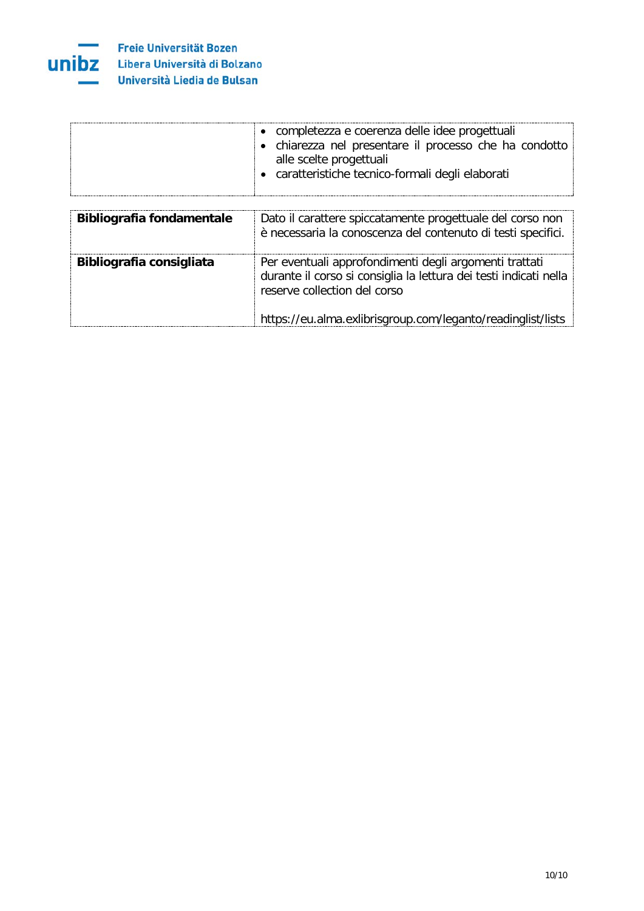| | |
|---|---|
| | • completezza e coerenza delle idee progettuali<br>• chiarezza nel presentare il processo che ha condotto alle scelte progettuali<br>• caratteristiche tecnico-formali degli elaborati |

| | |
|---|---|
| **Bibliografia fondamentale** | Dato il carattere spiccatamente progettuale del corso non è necessaria la conoscenza del contenuto di testi specifici. |
| **Bibliografia consigliata** | Per eventuali approfondimenti degli argomenti trattati durante il corso si consiglia la lettura dei testi indicati nella reserve collection del corso<br><br>https://eu.alma.exlibrisgroup.com/leganto/readinglist/lists |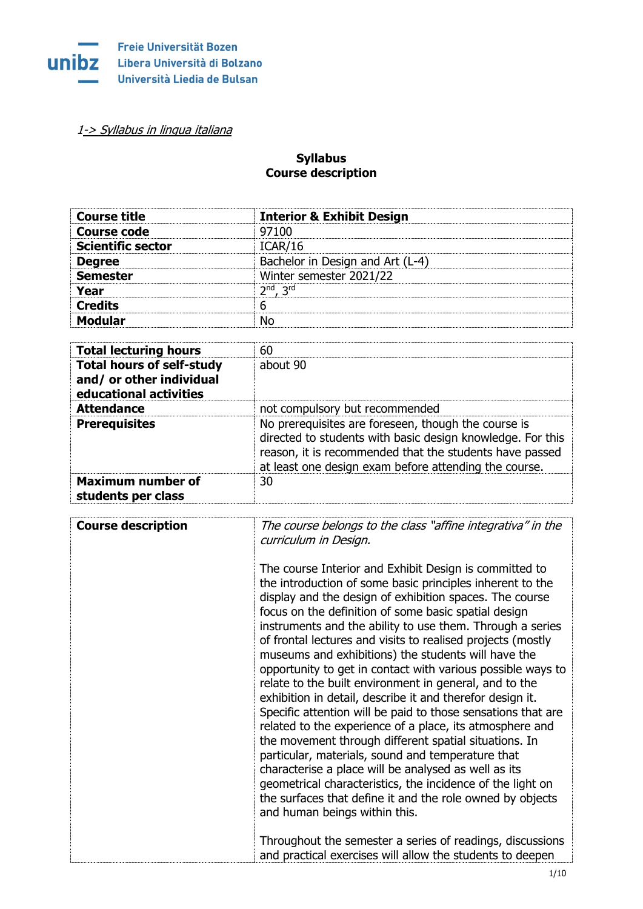1-> Syllabus in lingua italiana

**Syllabus**
**Course description**

| **Course title** | **Interior & Exhibit Design** |
|---|---|
| **Course code** | 97100 |
| **Scientific sector** | ICAR/16 |
| **Degree** | Bachelor in Design and Art (L-4) |
| **Semester** | Winter semester 2021/22 |
| **Year** | 2nd, 3rd |
| **Credits** | 6 |
| **Modular** | No |

| **Total lecturing hours** | 60 |
|---|---|
| **Total hours of self-study and/ or other individual educational activities** | about 90 |
| **Attendance** | not compulsory but recommended |
| **Prerequisites** | No prerequisites are foreseen, though the course is directed to students with basic design knowledge. For this reason, it is recommended that the students have passed at least one design exam before attending the course. |
| **Maximum number of students per class** | 30 |

| **Course description** | *The course belongs to the class "affine integrativa" in the curriculum in Design.* <br><br> The course Interior and Exhibit Design is committed to the introduction of some basic principles inherent to the display and the design of exhibition spaces. The course focus on the definition of some basic spatial design instruments and the ability to use them. Through a series of frontal lectures and visits to realised projects (mostly museums and exhibitions) the students will have the opportunity to get in contact with various possible ways to relate to the built environment in general, and to the exhibition in detail, describe it and therefor design it. Specific attention will be paid to those sensations that are related to the experience of a place, its atmosphere and the movement through different spatial situations. In particular, materials, sound and temperature that characterise a place will be analysed as well as its geometrical characteristics, the incidence of the light on the surfaces that define it and the role owned by objects and human beings within this. <br><br> Throughout the semester a series of readings, discussions and practical exercises will allow the students to deepen |
|---|---|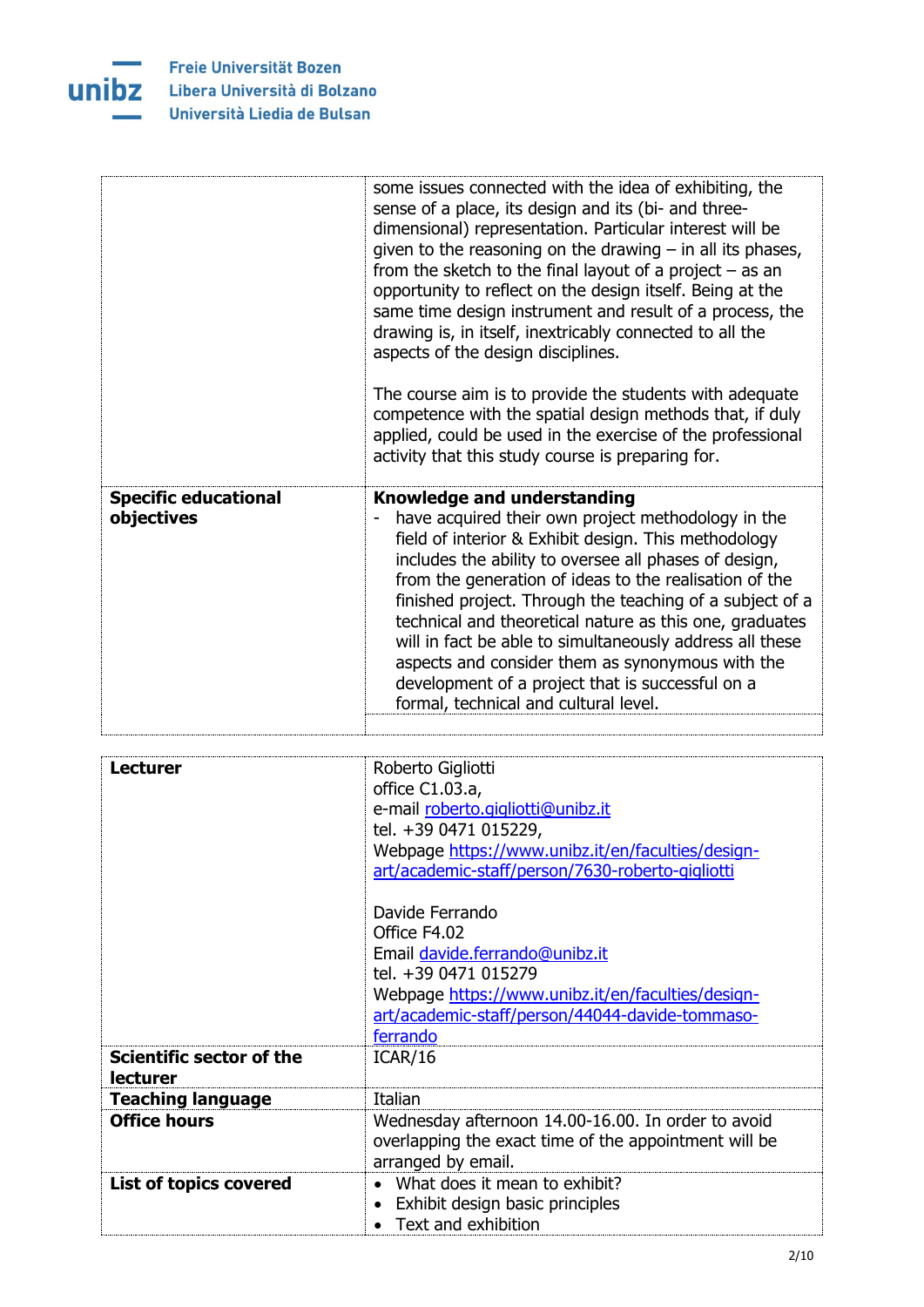| | |
|---|---|
| | some issues connected with the idea of exhibiting, the sense of a place, its design and its (bi- and three-dimensional) representation. Particular interest will be given to the reasoning on the drawing – in all its phases, from the sketch to the final layout of a project – as an opportunity to reflect on the design itself. Being at the same time design instrument and result of a process, the drawing is, in itself, inextricably connected to all the aspects of the design disciplines.<br><br>The course aim is to provide the students with adequate competence with the spatial design methods that, if duly applied, could be used in the exercise of the professional activity that this study course is preparing for. |
| **Specific educational objectives** | **Knowledge and understanding**<br>- have acquired their own project methodology in the field of interior & Exhibit design. This methodology includes the ability to oversee all phases of design, from the generation of ideas to the realisation of the finished project. Through the teaching of a subject of a technical and theoretical nature as this one, graduates will in fact be able to simultaneously address all these aspects and consider them as synonymous with the development of a project that is successful on a formal, technical and cultural level. |

| | |
|---|---|
| **Lecturer** | Roberto Gigliotti<br>office C1.03.a,<br>e-mail roberto.gigliotti@unibz.it<br>tel. +39 0471 015229,<br>Webpage https://www.unibz.it/en/faculties/design-art/academic-staff/person/7630-roberto-gigliotti<br><br>Davide Ferrando<br>Office F4.02<br>Email davide.ferrando@unibz.it<br>tel. +39 0471 015279<br>Webpage https://www.unibz.it/en/faculties/design-art/academic-staff/person/44044-davide-tommaso-ferrando |
| **Scientific sector of the lecturer** | ICAR/16 |
| **Teaching language** | Italian |
| **Office hours** | Wednesday afternoon 14.00-16.00. In order to avoid overlapping the exact time of the appointment will be arranged by email. |
| **List of topics covered** | • What does it mean to exhibit?<br>• Exhibit design basic principles<br>• Text and exhibition |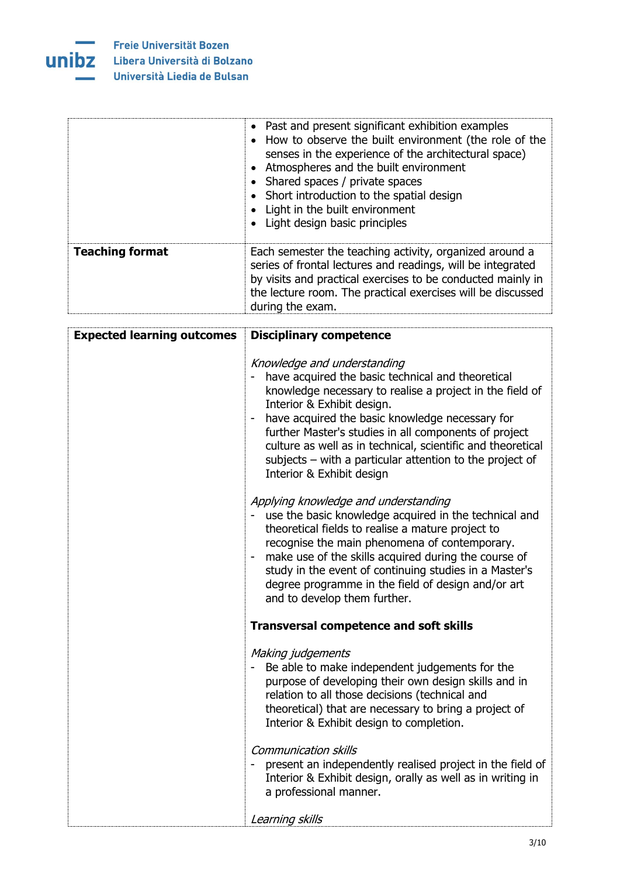| | |
|---|---|
| | • Past and present significant exhibition examples<br>• How to observe the built environment (the role of the senses in the experience of the architectural space)<br>• Atmospheres and the built environment<br>• Shared spaces / private spaces<br>• Short introduction to the spatial design<br>• Light in the built environment<br>• Light design basic principles |
| **Teaching format** | Each semester the teaching activity, organized around a series of frontal lectures and readings, will be integrated by visits and practical exercises to be conducted mainly in the lecture room. The practical exercises will be discussed during the exam. |

| | |
|---|---|
| **Expected learning outcomes** | **Disciplinary competence**<br><br>*Knowledge and understanding*<br>- have acquired the basic technical and theoretical knowledge necessary to realise a project in the field of Interior & Exhibit design.<br>- have acquired the basic knowledge necessary for further Master's studies in all components of project culture as well as in technical, scientific and theoretical subjects – with a particular attention to the project of Interior & Exhibit design<br><br>*Applying knowledge and understanding*<br>- use the basic knowledge acquired in the technical and theoretical fields to realise a mature project to recognise the main phenomena of contemporary.<br>- make use of the skills acquired during the course of study in the event of continuing studies in a Master's degree programme in the field of design and/or art and to develop them further.<br><br>**Transversal competence and soft skills**<br><br>*Making judgements*<br>- Be able to make independent judgements for the purpose of developing their own design skills and in relation to all those decisions (technical and theoretical) that are necessary to bring a project of Interior & Exhibit design to completion.<br><br>*Communication skills*<br>- present an independently realised project in the field of Interior & Exhibit design, orally as well as in writing in a professional manner.<br><br>*Learning skills* |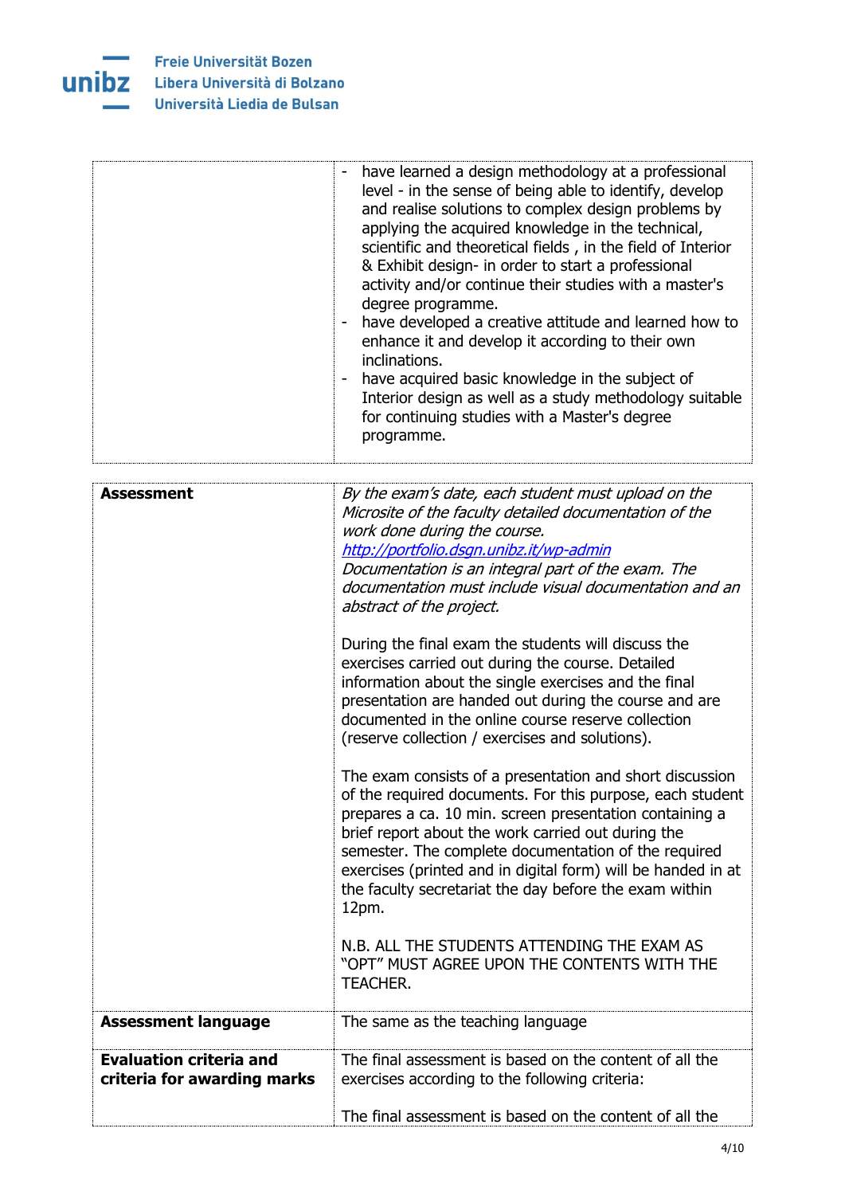| | |
|---|---|
| | - have learned a design methodology at a professional level - in the sense of being able to identify, develop and realise solutions to complex design problems by applying the acquired knowledge in the technical, scientific and theoretical fields , in the field of Interior & Exhibit design- in order to start a professional activity and/or continue their studies with a master's degree programme.<br>- have developed a creative attitude and learned how to enhance it and develop it according to their own inclinations.<br>- have acquired basic knowledge in the subject of Interior design as well as a study methodology suitable for continuing studies with a Master's degree programme. |

| | |
|---|---|
| **Assessment** | *By the exam's date, each student must upload on the Microsite of the faculty detailed documentation of the work done during the course.*<br>*http://portfolio.dsgn.unibz.it/wp-admin*<br>*Documentation is an integral part of the exam. The documentation must include visual documentation and an abstract of the project.*<br><br>During the final exam the students will discuss the exercises carried out during the course. Detailed information about the single exercises and the final presentation are handed out during the course and are documented in the online course reserve collection (reserve collection / exercises and solutions).<br><br>The exam consists of a presentation and short discussion of the required documents. For this purpose, each student prepares a ca. 10 min. screen presentation containing a brief report about the work carried out during the semester. The complete documentation of the required exercises (printed and in digital form) will be handed in at the faculty secretariat the day before the exam within 12pm.<br><br>N.B. ALL THE STUDENTS ATTENDING THE EXAM AS "OPT" MUST AGREE UPON THE CONTENTS WITH THE TEACHER. |
| **Assessment language** | The same as the teaching language |
| **Evaluation criteria and criteria for awarding marks** | The final assessment is based on the content of all the exercises according to the following criteria:<br><br>The final assessment is based on the content of all the |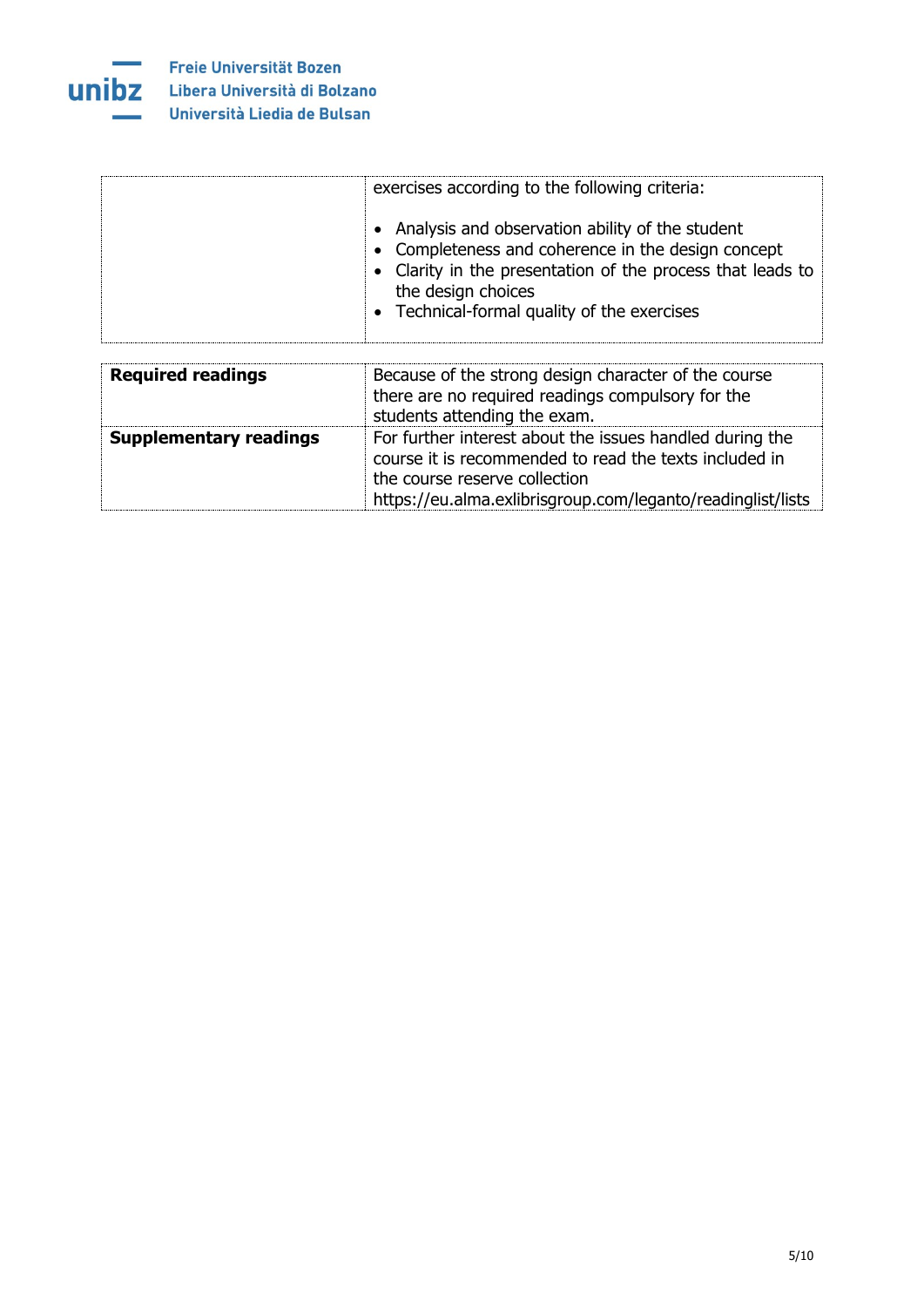| | |
|---|---|
| | exercises according to the following criteria:<br><br>• Analysis and observation ability of the student<br>• Completeness and coherence in the design concept<br>• Clarity in the presentation of the process that leads to the design choices<br>• Technical-formal quality of the exercises |

| | |
|---|---|
| **Required readings** | Because of the strong design character of the course there are no required readings compulsory for the students attending the exam. |
| **Supplementary readings** | For further interest about the issues handled during the course it is recommended to read the texts included in the course reserve collection https://eu.alma.exlibrisgroup.com/leganto/readinglist/lists |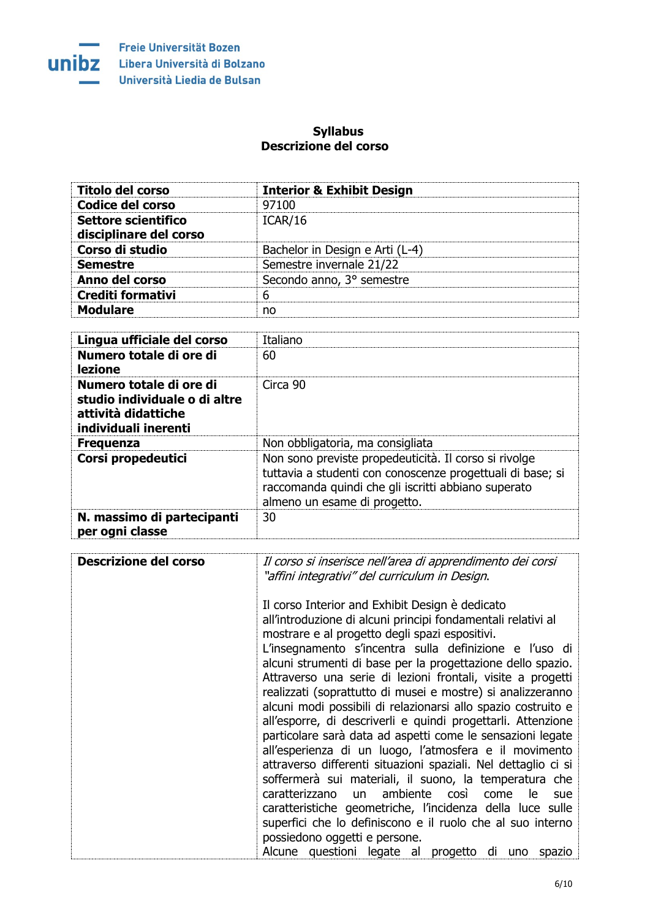Freie Universität Bozen
Libera Università di Bolzano
Università Liedia de Bulsan

**Syllabus**
**Descrizione del corso**

| | |
|---|---|
| **Titolo del corso** | **Interior & Exhibit Design** |
| **Codice del corso** | 97100 |
| **Settore scientifico disciplinare del corso** | ICAR/16 |
| **Corso di studio** | Bachelor in Design e Arti (L-4) |
| **Semestre** | Semestre invernale 21/22 |
| **Anno del corso** | Secondo anno, 3° semestre |
| **Crediti formativi** | 6 |
| **Modulare** | no |

| | |
|---|---|
| **Lingua ufficiale del corso** | Italiano |
| **Numero totale di ore di lezione** | 60 |
| **Numero totale di ore di studio individuale o di altre attività didattiche individuali inerenti** | Circa 90 |
| **Frequenza** | Non obbligatoria, ma consigliata |
| **Corsi propedeutici** | Non sono previste propedeuticità. Il corso si rivolge tuttavia a studenti con conoscenze progettuali di base; si raccomanda quindi che gli iscritti abbiano superato almeno un esame di progetto. |
| **N. massimo di partecipanti per ogni classe** | 30 |

| | |
|---|---|
| **Descrizione del corso** | *Il corso si inserisce nell'area di apprendimento dei corsi "affini integrativi" del curriculum in Design.*<br><br>Il corso Interior and Exhibit Design è dedicato all'introduzione di alcuni principi fondamentali relativi al mostrare e al progetto degli spazi espositivi. L'insegnamento s'incentra sulla definizione e l'uso di alcuni strumenti di base per la progettazione dello spazio. Attraverso una serie di lezioni frontali, visite a progetti realizzati (soprattutto di musei e mostre) si analizzeranno alcuni modi possibili di relazionarsi allo spazio costruito e all'esporre, di descriverli e quindi progettarli. Attenzione particolare sarà data ad aspetti come le sensazioni legate all'esperienza di un luogo, l'atmosfera e il movimento attraverso differenti situazioni spaziali. Nel dettaglio ci si soffermerà sui materiali, il suono, la temperatura che caratterizzano un ambiente così come le sue caratteristiche geometriche, l'incidenza della luce sulle superfici che lo definiscono e il ruolo che al suo interno possiedono oggetti e persone.<br>Alcune questioni legate al progetto di uno spazio |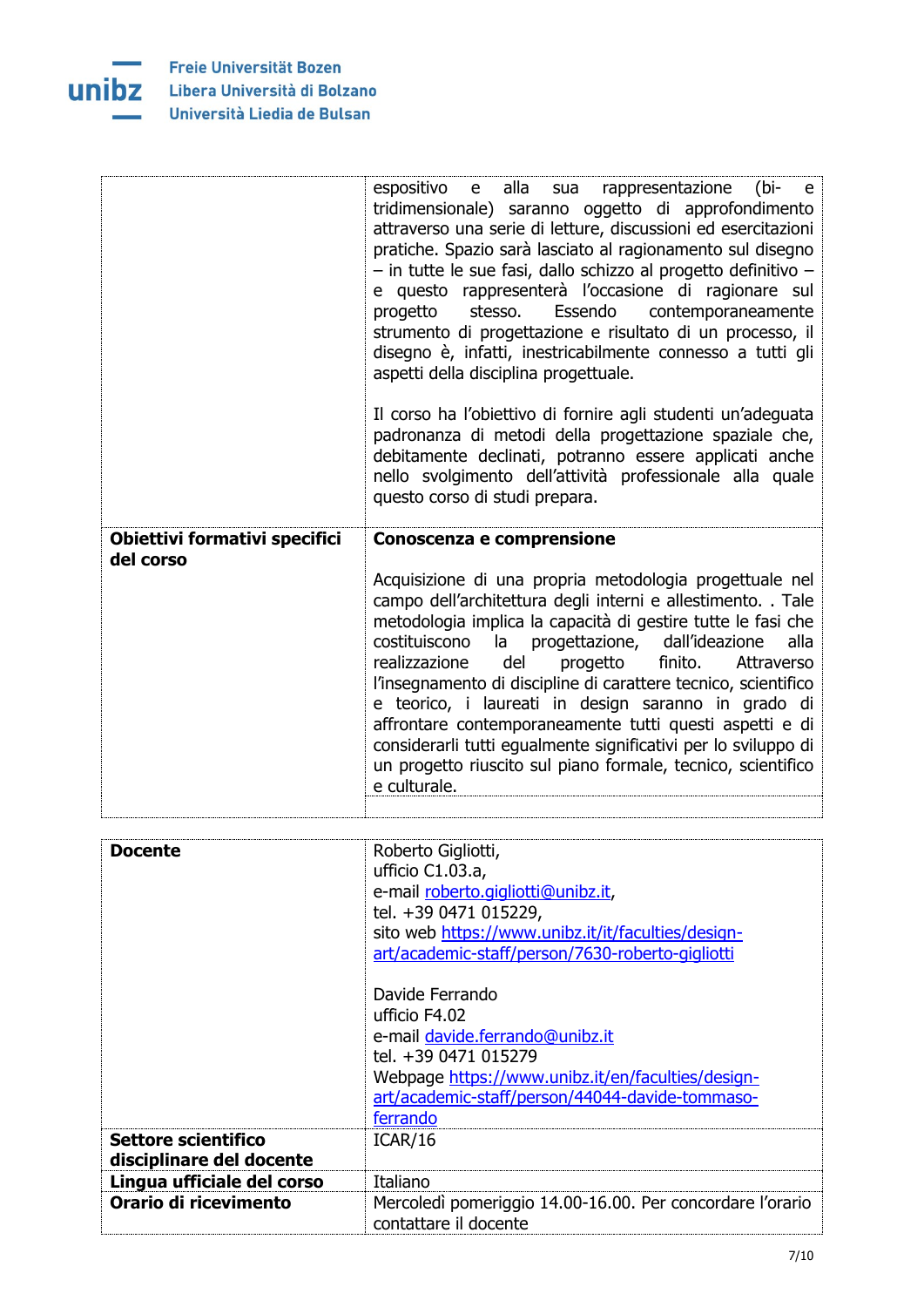| | |
|---|---|
| | espositivo e alla sua rappresentazione (bi- e tridimensionale) saranno oggetto di approfondimento attraverso una serie di letture, discussioni ed esercitazioni pratiche. Spazio sarà lasciato al ragionamento sul disegno – in tutte le sue fasi, dallo schizzo al progetto definitivo – e questo rappresenterà l'occasione di ragionare sul progetto stesso. Essendo contemporaneamente strumento di progettazione e risultato di un processo, il disegno è, infatti, inestricabilmente connesso a tutti gli aspetti della disciplina progettuale.<br><br>Il corso ha l'obiettivo di fornire agli studenti un'adeguata padronanza di metodi della progettazione spaziale che, debitamente declinati, potranno essere applicati anche nello svolgimento dell'attività professionale alla quale questo corso di studi prepara. |
| **Obiettivi formativi specifici del corso** | **Conoscenza e comprensione**<br><br>Acquisizione di una propria metodologia progettuale nel campo dell'architettura degli interni e allestimento. . Tale metodologia implica la capacità di gestire tutte le fasi che costituiscono la progettazione, dall'ideazione alla realizzazione del progetto finito. Attraverso l'insegnamento di discipline di carattere tecnico, scientifico e teorico, i laureati in design saranno in grado di affrontare contemporaneamente tutti questi aspetti e di considerarli tutti egualmente significativi per lo sviluppo di un progetto riuscito sul piano formale, tecnico, scientifico e culturale. |

| | |
|---|---|
| **Docente** | Roberto Gigliotti,<br>ufficio C1.03.a,<br>e-mail roberto.gigliotti@unibz.it,<br>tel. +39 0471 015229,<br>sito web https://www.unibz.it/it/faculties/design-art/academic-staff/person/7630-roberto-gigliotti<br><br>Davide Ferrando<br>ufficio F4.02<br>e-mail davide.ferrando@unibz.it<br>tel. +39 0471 015279<br>Webpage https://www.unibz.it/en/faculties/design-art/academic-staff/person/44044-davide-tommaso-ferrando |
| **Settore scientifico disciplinare del docente** | ICAR/16 |
| **Lingua ufficiale del corso** | Italiano |
| **Orario di ricevimento** | Mercoledì pomeriggio 14.00-16.00. Per concordare l'orario contattare il docente |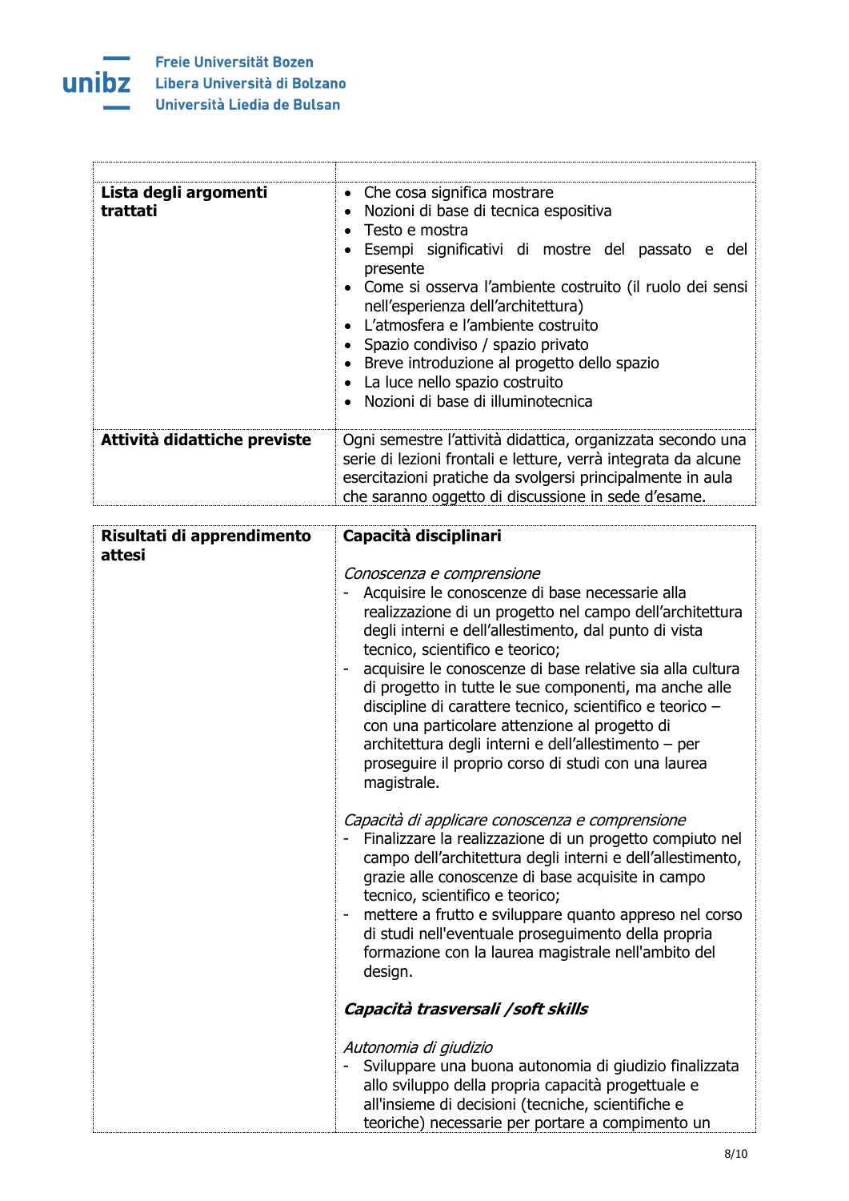| | |
|---|---|
| **Lista degli argomenti trattati** | • Che cosa significa mostrare<br>• Nozioni di base di tecnica espositiva<br>• Testo e mostra<br>• Esempi significativi di mostre del passato e del presente<br>• Come si osserva l'ambiente costruito (il ruolo dei sensi nell'esperienza dell'architettura)<br>• L'atmosfera e l'ambiente costruito<br>• Spazio condiviso / spazio privato<br>• Breve introduzione al progetto dello spazio<br>• La luce nello spazio costruito<br>• Nozioni di base di illuminotecnica |
| **Attività didattiche previste** | Ogni semestre l'attività didattica, organizzata secondo una serie di lezioni frontali e letture, verrà integrata da alcune esercitazioni pratiche da svolgersi principalmente in aula che saranno oggetto di discussione in sede d'esame. |

| | |
|---|---|
| **Risultati di apprendimento attesi** | **Capacità disciplinari**<br><br>*Conoscenza e comprensione*<br>- Acquisire le conoscenze di base necessarie alla realizzazione di un progetto nel campo dell'architettura degli interni e dell'allestimento, dal punto di vista tecnico, scientifico e teorico;<br>- acquisire le conoscenze di base relative sia alla cultura di progetto in tutte le sue componenti, ma anche alle discipline di carattere tecnico, scientifico e teorico – con una particolare attenzione al progetto di architettura degli interni e dell'allestimento – per proseguire il proprio corso di studi con una laurea magistrale.<br><br>*Capacità di applicare conoscenza e comprensione*<br>- Finalizzare la realizzazione di un progetto compiuto nel campo dell'architettura degli interni e dell'allestimento, grazie alle conoscenze di base acquisite in campo tecnico, scientifico e teorico;<br>- mettere a frutto e sviluppare quanto appreso nel corso di studi nell'eventuale proseguimento della propria formazione con la laurea magistrale nell'ambito del design.<br><br>***Capacità trasversali /soft skills***<br><br>*Autonomia di giudizio*<br>- Sviluppare una buona autonomia di giudizio finalizzata allo sviluppo della propria capacità progettuale e all'insieme di decisioni (tecniche, scientifiche e teoriche) necessarie per portare a compimento un |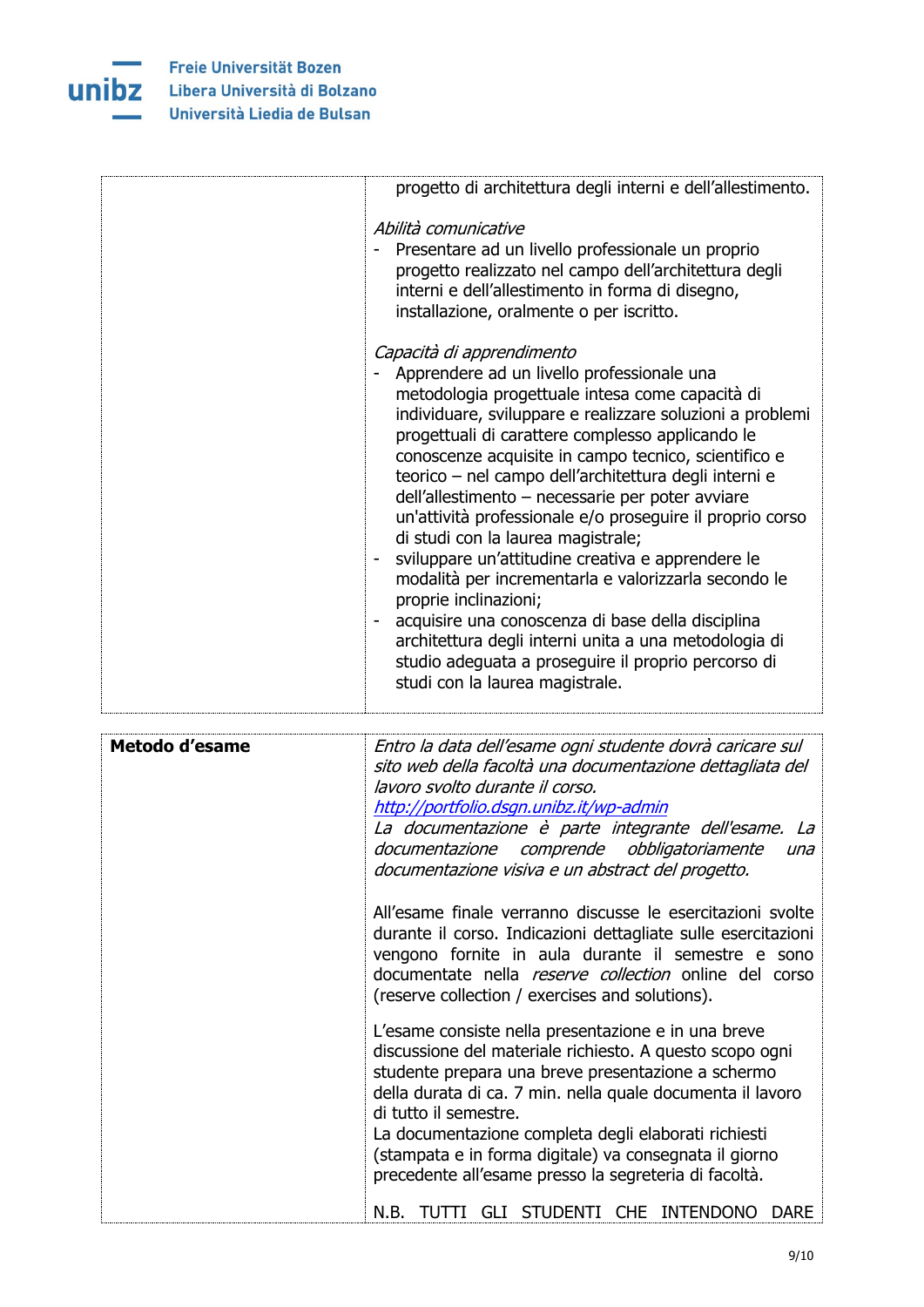| | |
|---|---|
| | progetto di architettura degli interni e dell'allestimento.<br><br>*Abilità comunicative*<br>- Presentare ad un livello professionale un proprio progetto realizzato nel campo dell'architettura degli interni e dell'allestimento in forma di disegno, installazione, oralmente o per iscritto.<br><br>*Capacità di apprendimento*<br>- Apprendere ad un livello professionale una metodologia progettuale intesa come capacità di individuare, sviluppare e realizzare soluzioni a problemi progettuali di carattere complesso applicando le conoscenze acquisite in campo tecnico, scientifico e teorico – nel campo dell'architettura degli interni e dell'allestimento – necessarie per poter avviare un'attività professionale e/o proseguire il proprio corso di studi con la laurea magistrale;<br>- sviluppare un'attitudine creativa e apprendere le modalità per incrementarla e valorizzarla secondo le proprie inclinazioni;<br>- acquisire una conoscenza di base della disciplina architettura degli interni unita a una metodologia di studio adeguata a proseguire il proprio percorso di studi con la laurea magistrale. |

| | |
|---|---|
| **Metodo d'esame** | *Entro la data dell'esame ogni studente dovrà caricare sul sito web della facoltà una documentazione dettagliata del lavoro svolto durante il corso.*<br>*http://portfolio.dsgn.unibz.it/wp-admin*<br>*La documentazione è parte integrante dell'esame. La documentazione comprende obbligatoriamente una documentazione visiva e un abstract del progetto.*<br><br>All'esame finale verranno discusse le esercitazioni svolte durante il corso. Indicazioni dettagliate sulle esercitazioni vengono fornite in aula durante il semestre e sono documentate nella *reserve collection* online del corso (reserve collection / exercises and solutions).<br><br>L'esame consiste nella presentazione e in una breve discussione del materiale richiesto. A questo scopo ogni studente prepara una breve presentazione a schermo della durata di ca. 7 min. nella quale documenta il lavoro di tutto il semestre.<br>La documentazione completa degli elaborati richiesti (stampata e in forma digitale) va consegnata il giorno precedente all'esame presso la segreteria di facoltà.<br><br>N.B. TUTTI GLI STUDENTI CHE INTENDONO DARE |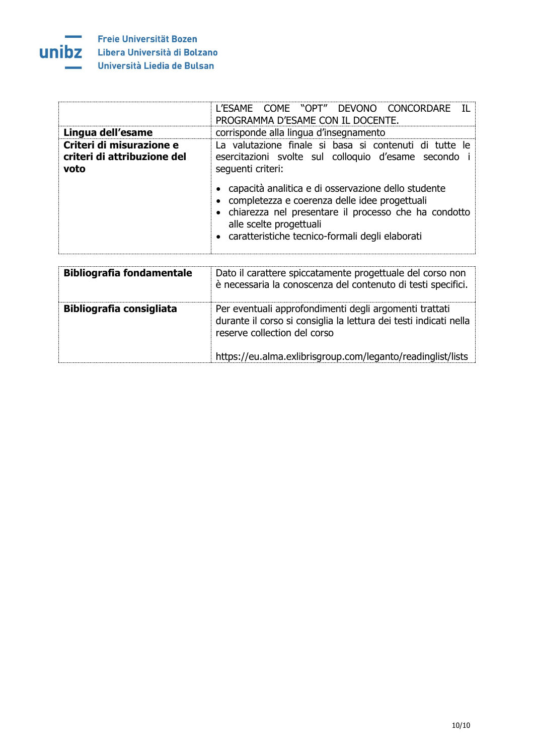| | |
|---|---|
| | L'ESAME COME "OPT" DEVONO CONCORDARE IL PROGRAMMA D'ESAME CON IL DOCENTE. |
| **Lingua dell'esame** | corrisponde alla lingua d'insegnamento |
| **Criteri di misurazione e criteri di attribuzione del voto** | La valutazione finale si basa si contenuti di tutte le esercitazioni svolte sul colloquio d'esame secondo i seguenti criteri:<br>• capacità analitica e di osservazione dello studente<br>• completezza e coerenza delle idee progettuali<br>• chiarezza nel presentare il processo che ha condotto alle scelte progettuali<br>• caratteristiche tecnico-formali degli elaborati |

| | |
|---|---|
| **Bibliografia fondamentale** | Dato il carattere spiccatamente progettuale del corso non è necessaria la conoscenza del contenuto di testi specifici. |
| **Bibliografia consigliata** | Per eventuali approfondimenti degli argomenti trattati durante il corso si consiglia la lettura dei testi indicati nella reserve collection del corso<br><br>https://eu.alma.exlibrisgroup.com/leganto/readinglist/lists |